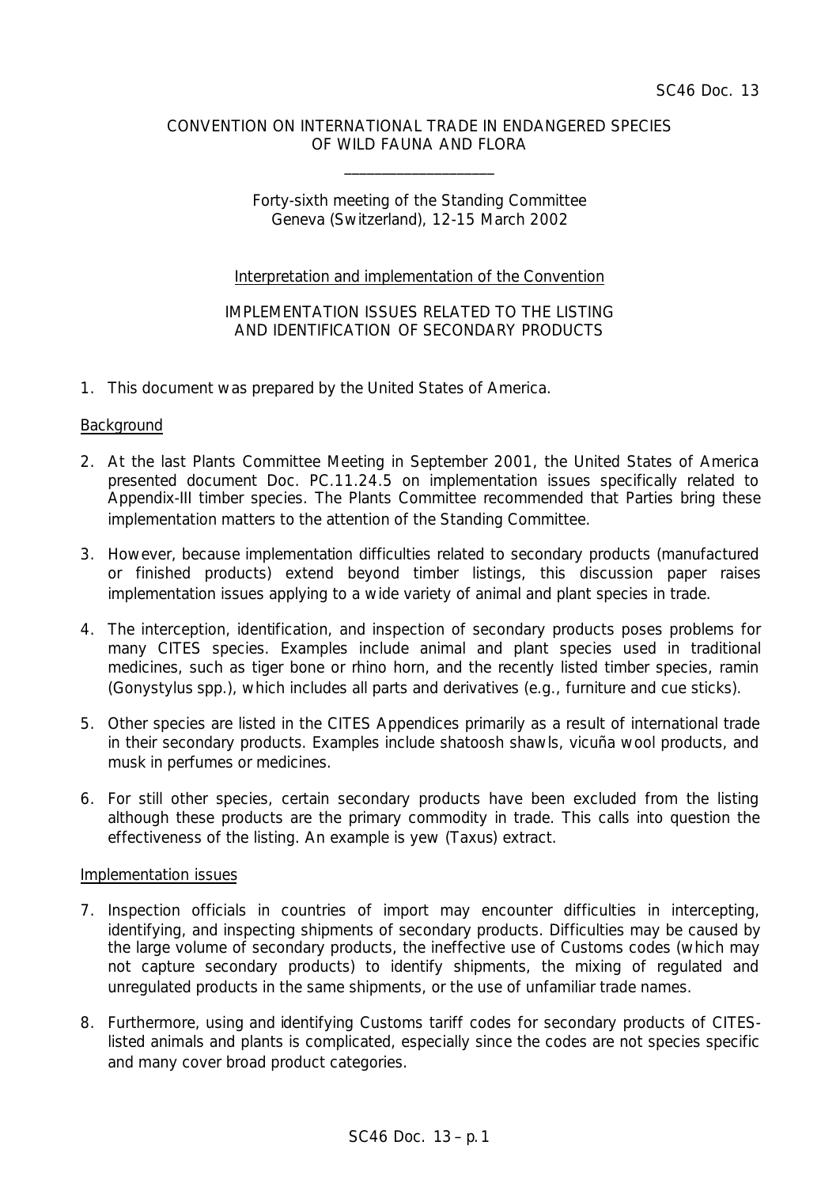SC46 Doc. 13

CONVENTION ON INTERNATIONAL TRADE IN ENDANGERED SPECIES OF WILD FAUNA AND FLORA

\_\_\_\_\_\_\_\_\_\_\_\_\_\_\_\_\_\_\_\_

Forty-sixth meeting of the Standing Committee
Geneva (Switzerland), 12-15 March 2002

Interpretation and implementation of the Convention

IMPLEMENTATION ISSUES RELATED TO THE LISTING AND IDENTIFICATION OF SECONDARY PRODUCTS

1. This document was prepared by the United States of America.

Background

2. At the last Plants Committee Meeting in September 2001, the United States of America presented document Doc. PC.11.24.5 on implementation issues specifically related to Appendix-III timber species. The Plants Committee recommended that Parties bring these implementation matters to the attention of the Standing Committee.

3. However, because implementation difficulties related to secondary products (manufactured or finished products) extend beyond timber listings, this discussion paper raises implementation issues applying to a wide variety of animal and plant species in trade.

4. The interception, identification, and inspection of secondary products poses problems for many CITES species. Examples include animal and plant species used in traditional medicines, such as tiger bone or rhino horn, and the recently listed timber species, ramin (*Gonystylus* spp.), which includes all parts and derivatives (e.g., furniture and cue sticks).

5. Other species are listed in the CITES Appendices primarily as a result of international trade in their secondary products. Examples include shatoosh shawls, vicuña wool products, and musk in perfumes or medicines.

6. For still other species, certain secondary products have been excluded from the listing although these products are the primary commodity in trade. This calls into question the effectiveness of the listing. An example is yew (*Taxus*) extract.

Implementation issues

7. Inspection officials in countries of import may encounter difficulties in intercepting, identifying, and inspecting shipments of secondary products. Difficulties may be caused by the large volume of secondary products, the ineffective use of Customs codes (which may not capture secondary products) to identify shipments, the mixing of regulated and unregulated products in the same shipments, or the use of unfamiliar trade names.

8. Furthermore, using and identifying Customs tariff codes for secondary products of CITES-listed animals and plants is complicated, especially since the codes are not species specific and many cover broad product categories.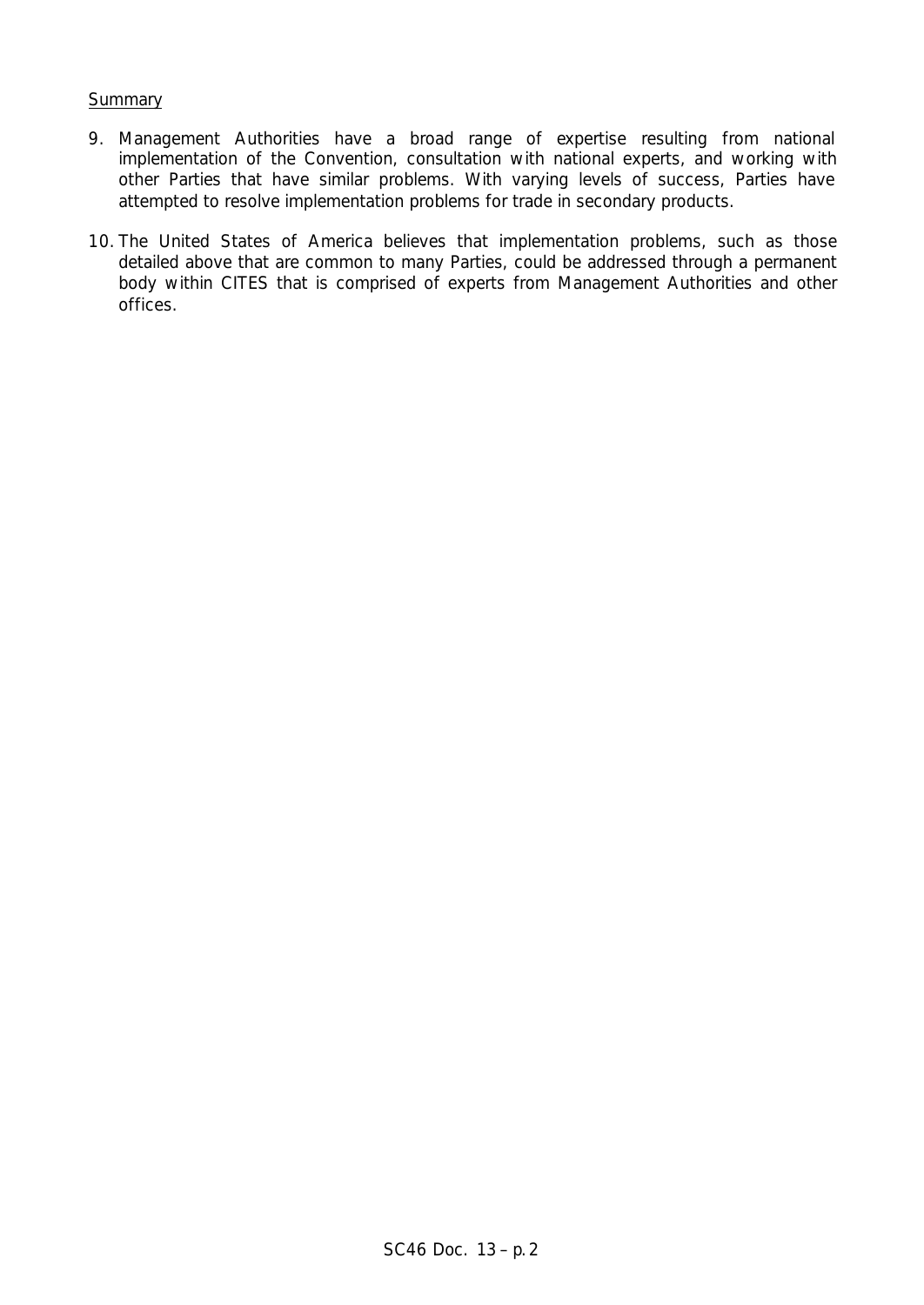<u>Summary</u>

9. Management Authorities have a broad range of expertise resulting from national implementation of the Convention, consultation with national experts, and working with other Parties that have similar problems. With varying levels of success, Parties have attempted to resolve implementation problems for trade in secondary products.

10. The United States of America believes that implementation problems, such as those detailed above that are common to many Parties, could be addressed through a permanent body within CITES that is comprised of experts from Management Authorities and other offices.